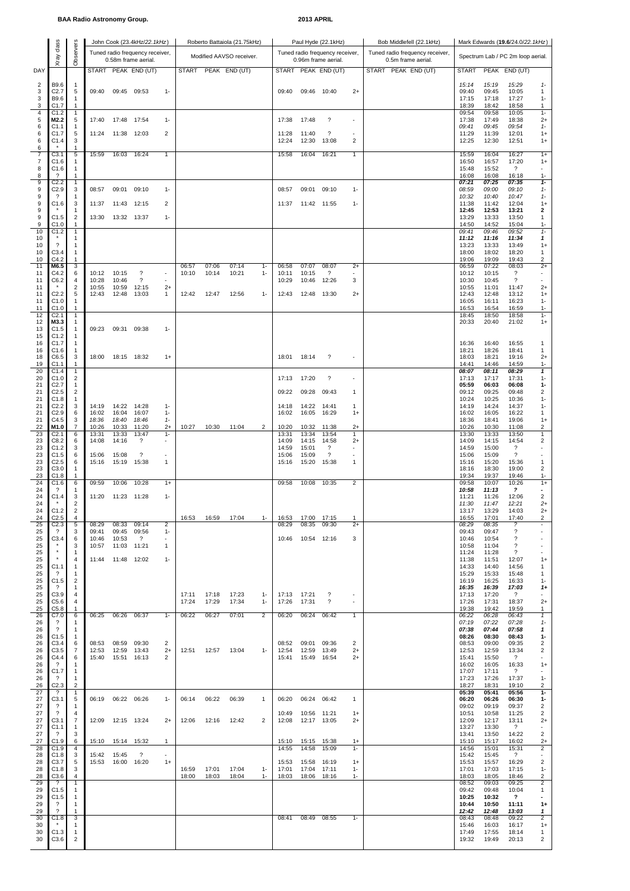**BAA Radio Astronomy Group.** **2013 APRIL**

| DAY | Xray class | Observers | John Cook (23.4kHz/*22.1kHz*) Tuned radio frequency receiver, 0.58m frame aerial. | | | | Roberto Battaiola (21.75kHz) Modified AAVSO receiver. | | | | Paul Hyde (22.1kHz) Tuned radio frequency receiver, 0.96m frame aerial. | | | | Bob Middlefell (22.1kHz) Tuned radio frequency receiver, 0.5m frame aerial. | | | Mark Edwards (**19.6**/24.0/*22.1kHz*) Spectrum Lab / PC 2m loop aerial. | | | |
|---|---|---|---|---|---|---|---|---|---|---|---|---|---|---|---|---|---|---|---|---|---|
| | | | START | PEAK | END (UT) | | START | PEAK | END (UT) | | START | PEAK | END (UT) | | START | PEAK | END (UT) | START | PEAK | END (UT) | |
| 2 | B9.6 | 1 | | | | | | | | | | | | | | | | *15:14* | *15:19* | *15:29* | *1-* |
| 3 | C2.7 | 5 | 09:40 | 09:45 | 09:53 | 1- | | | | | 09:40 | 09:46 | 10:40 | 2+ | | | | 09:40 | 09:45 | 10:05 | 1 |
| 3 | B9.6 | 1 | | | | | | | | | | | | | | | | 17:15 | 17:18 | 17:27 | 1- |
| 3 | C1.7 | 1 | | | | | | | | | | | | | | | | 18:39 | 18:42 | 18:58 | 1 |
| 4 | C1.2 | 1 | | | | | | | | | | | | | | | | 09:54 | 09:58 | 10:05 | 1- |
| 5 | **M2.2** | 5 | 17:40 | 17:48 | 17:54 | 1- | | | | | 17:38 | 17:48 | ? | - | | | | 17:38 | 17:49 | 18:38 | 2+ |
| 6 | C1.1 | 1 | | | | | | | | | | | | | | | | *09:41* | *09:45* | *09:54* | *1-* |
| 6 | C1.7 | 5 | 11:24 | 11:38 | 12:03 | 2 | | | | | 11:28 | 11:40 | ? | - | | | | 11:29 | 11:39 | 12:01 | 1+ |
| 6 | C1.4 | 3 | | | | | | | | | 12:24 | 12:30 | 13:08 | 2 | | | | 12:25 | 12:30 | 12:51 | 1+ |
| 6 | * | 1 | | | | | | | | | | | | | | | | | | | |
| 7 | C3.1 | 5 | 15:59 | 16:03 | 16:24 | 1 | | | | | 15:58 | 16:04 | 16:21 | 1 | | | | 15:59 | 16:04 | 16:27 | 1+ |
| 7 | C1.6 | 1 | | | | | | | | | | | | | | | | 16:50 | 16:57 | 17:20 | 1+ |
| 8 | C1.6 | 1 | | | | | | | | | | | | | | | | 15:48 | 15:52 | ? | - |
| 8 | ? | 1 | | | | | | | | | | | | | | | | 16:08 | 16:08 | 16:18 | 1- |
| 9 | C2.2 | 1 | | | | | | | | | | | | | | | | ***07:21*** | ***07:25*** | ***07:35*** | ***1-*** |
| 9 | C2.9 | 3 | 08:57 | 09:01 | 09:10 | 1- | | | | | 08:57 | 09:01 | 09:10 | 1- | | | | *08:59* | *09:00* | *09:10* | *1-* |
| 9 | ? | 1 | | | | | | | | | | | | | | | | *10:32* | *10:40* | *10:47* | *1-* |
| 9 | C1.6 | 3 | 11:37 | 11:43 | 12:15 | 2 | | | | | 11:37 | 11:42 | 11:55 | 1- | | | | 11:38 | 11:42 | 12:04 | 1+ |
| 9 | * | 1 | | | | | | | | | | | | | | | | **12:45** | **12:53** | **13:21** | **2** |
| 9 | C1.5 | 2 | 13:30 | 13:32 | 13:37 | 1- | | | | | | | | | | | | 13:29 | 13:33 | 13:50 | 1 |
| 9 | C1.0 | 1 | | | | | | | | | | | | | | | | 14:50 | 14:52 | 15:04 | 1- |
| 10 | C1.2 | 1 | | | | | | | | | | | | | | | | *09:41* | *09:46* | *09:52* | *1-* |
| 10 | * | 1 | | | | | | | | | | | | | | | | ***11:12*** | ***11:16*** | ***11:34*** | ***1*** |
| 10 | ? | 1 | | | | | | | | | | | | | | | | 13:23 | 13:33 | 13:49 | 1+ |
| 10 | C3.4 | 1 | | | | | | | | | | | | | | | | 18:00 | 18:02 | 18:20 | 1 |
| 10 | C4.2 | 1 | | | | | | | | | | | | | | | | 19:06 | 19:09 | 19:43 | 2 |
| 11 | **M6.5** | 3 | | | | | 06:57 | 07:06 | 07:14 | 1- | 06:58 | 07:07 | 08:07 | 2+ | | | | 06:59 | 07:22 | 08:03 | 2+ |
| 11 | C4.2 | 6 | 10:12 | 10:15 | ? | - | 10:10 | 10:14 | 10:21 | 1- | 10:11 | 10:15 | ? | - | | | | 10:12 | 10:15 | ? | - |
| 11 | C6.2 | 4 | 10:28 | 10:46 | ? | - | | | | | 10:29 | 10:46 | 12:26 | 3 | | | | 10:30 | 10:45 | ? | - |
| 11 | * | 2 | 10:55 | 10:59 | 12:15 | 2+ | | | | | | | | | | | | 10:55 | 11:01 | 11:47 | 2+ |
| 11 | C2.2 | 5 | 12:43 | 12:48 | 13:03 | 1 | 12:42 | 12:47 | 12:56 | 1- | 12:43 | 12:48 | 13:30 | 2+ | | | | 12:43 | 12:48 | 13:12 | 1+ |
| 11 | C1.0 | 1 | | | | | | | | | | | | | | | | 16:05 | 16:11 | 16:23 | 1- |
| 11 | C1.0 | 1 | | | | | | | | | | | | | | | | 16:53 | 16:54 | 16:59 | 1- |
| 12 | C2.1 | 1 | | | | | | | | | | | | | | | | 18:45 | 18:50 | 18:58 | 1- |
| 12 | **M3.3** | 1 | | | | | | | | | | | | | | | | 20:33 | 20:40 | 21:02 | 1+ |
| 13 | C1.5 | 1 | 09:23 | 09:31 | 09:38 | 1- | | | | | | | | | | | | | | | |
| 15 | C1.2 | 1 | | | | | | | | | | | | | | | | | | | |
| 16 | C1.7 | 1 | | | | | | | | | | | | | | | | 16:36 | 16:40 | 16:55 | 1 |
| 16 | C1.6 | 1 | | | | | | | | | | | | | | | | 18:21 | 18:26 | 18:41 | 1 |
| 18 | C6.5 | 3 | 18:00 | 18:15 | 18:32 | 1+ | | | | | 18:01 | 18:14 | ? | - | | | | 18:03 | 18:21 | 19:16 | 2+ |
| 19 | C1.1 | 1 | | | | | | | | | | | | | | | | 14:41 | 14:46 | 14:59 | 1- |
| 20 | C1.4 | 1 | | | | | | | | | | | | | | | | ***08:07*** | ***08:11*** | ***08:29*** | ***1*** |
| 20 | C1.0 | 2 | | | | | | | | | 17:13 | 17:20 | ? | - | | | | 17:13 | 17:17 | 17:31 | 1- |
| 21 | C2.7 | 1 | | | | | | | | | | | | | | | | **05:59** | **06:03** | **06:08** | **1-** |
| 21 | C2.5 | 2 | | | | | | | | | 09:22 | 09:28 | 09:43 | 1 | | | | 09:12 | 09:25 | 09:48 | 2 |
| 21 | C1.8 | 1 | | | | | | | | | | | | | | | | 10:24 | 10:25 | 10:36 | 1- |
| 21 | C2.2 | 3 | 14:19 | 14:22 | 14:28 | 1- | | | | | 14:18 | 14:22 | 14:41 | 1 | | | | 14:19 | 14:24 | 14:37 | 1- |
| 21 | C2.9 | 6 | 16:02 | 16:04 | 16:07 | 1- | | | | | 16:02 | 16:05 | 16:29 | 1+ | | | | 16:02 | 16:05 | 16:22 | 1 |
| 21 | C4.5 | 3 | *18:36* | *18:40* | *18:46* | *1-* | | | | | | | | | | | | 18:36 | 18:41 | 19:06 | 1+ |
| 22 | **M1.0** | 7 | 10:26 | 10:33 | 11:20 | 2+ | 10:27 | 10:30 | 11:04 | 2 | 10:20 | 10:32 | 11:38 | 2+ | | | | 10:26 | 10:30 | 11:08 | 2 |
| 23 | C2.1 | 6 | 13:31 | 13:33 | 13:47 | 1- | | | | | 13:31 | 13:34 | 13:54 | 1 | | | | 13:30 | 13:33 | 13:50 | 1 |
| 23 | C8.2 | 6 | 14:08 | 14:16 | ? | - | | | | | 14:09 | 14:15 | 14:58 | 2+ | | | | 14:09 | 14:15 | 14:54 | 2 |
| 23 | C1.2 | 3 | | | | | | | | | 14:59 | 15:01 | ? | - | | | | 14:59 | 15:00 | ? | - |
| 23 | C1.5 | 6 | 15:06 | 15:08 | ? | - | | | | | 15:06 | 15:09 | ? | - | | | | 15:06 | 15:09 | ? | - |
| 23 | C2.5 | 6 | 15:16 | 15:19 | 15:38 | 1 | | | | | 15:16 | 15:20 | 15:38 | 1 | | | | 15:16 | 15:20 | 15:36 | 1 |
| 23 | C3.0 | 1 | | | | | | | | | | | | | | | | 18:16 | 18:30 | 19:00 | 2 |
| 23 | C1.8 | 1 | | | | | | | | | | | | | | | | 19:34 | 19:37 | 19:46 | 1- |
| 24 | C1.6 | 6 | 09:59 | 10:06 | 10:28 | 1+ | | | | | 09:58 | 10:08 | 10:35 | 2 | | | | 09:58 | 10:07 | 10:26 | 1+ |
| 24 | ? | 1 | | | | | | | | | | | | | | | | ***10:58*** | ***11:13*** | ***?*** | ***-*** |
| 24 | C1.4 | 3 | 11:20 | 11:23 | 11:28 | 1- | | | | | | | | | | | | 11:21 | 11:26 | 12:06 | 2 |
| 24 | * | 2 | | | | | | | | | | | | | | | | *11:30* | *11:47* | *12:21* | *2+* |
| 24 | C1.2 | 2 | | | | | | | | | | | | | | | | 13:17 | 13:29 | 14:03 | 2+ |
| 24 | C2.5 | 4 | | | | | 16:53 | 16:59 | 17:04 | 1- | 16:53 | 17:00 | 17:15 | 1 | | | | 16:55 | 17:01 | 17:40 | 2 |
| 25 | C2.3 | 5 | 08:29 | 08:33 | 09:14 | 2 | | | | | 08:29 | 08:35 | 09:30 | 2+ | | | | 08:29 | 08:35 | ? | - |
| 25 | ? | 3 | 09:41 | 09:45 | 09:56 | 1- | | | | | | | | | | | | 09:43 | 09:47 | ? | - |
| 25 | C3.4 | 6 | 10:46 | 10:53 | ? | - | | | | | 10:46 | 10:54 | 12:16 | 3 | | | | 10:46 | 10:54 | ? | - |
| 25 | * | 3 | 10:57 | 11:03 | 11:21 | 1 | | | | | | | | | | | | 10:58 | 11:04 | ? | - |
| 25 | * | 1 | | | | | | | | | | | | | | | | 11:24 | 11:28 | ? | - |
| 25 | * | 4 | 11:44 | 11:48 | 12:02 | 1- | | | | | | | | | | | | 11:38 | 11:51 | 12:07 | 1+ |
| 25 | C1.1 | 1 | | | | | | | | | | | | | | | | 14:33 | 14:40 | 14:56 | 1 |
| 25 | ? | 1 | | | | | | | | | | | | | | | | 15:29 | 15:33 | 15:48 | 1 |
| 25 | C1.5 | 2 | | | | | | | | | | | | | | | | 16:19 | 16:25 | 16:33 | 1- |
| 25 | ? | 1 | | | | | | | | | | | | | | | | ***16:35*** | ***16:39*** | ***17:03*** | ***1+*** |
| 25 | C3.9 | 4 | | | | | 17:11 | 17:18 | 17:23 | 1- | 17:13 | 17:21 | ? | - | | | | 17:13 | 17:20 | ? | - |
| 25 | C5.6 | 4 | | | | | 17:24 | 17:29 | 17:34 | 1- | 17:26 | 17:31 | ? | - | | | | 17:26 | 17:31 | 18:37 | 2+ |
| 25 | C5.8 | 1 | | | | | | | | | | | | | | | | 19:38 | 19:42 | 19:59 | 1 |
| 26 | C7.0 | 6 | 06:25 | 06:26 | 06:37 | 1- | 06:22 | 06:27 | 07:01 | 2 | 06:20 | 06:24 | 06:42 | 1 | | | | 06:22 | 06:28 | 06:43 | 1 |
| 26 | ? | 1 | | | | | | | | | | | | | | | | *07:19* | *07:22* | *07:28* | *1-* |
| 26 | ? | 1 | | | | | | | | | | | | | | | | ***07:38*** | ***07:44*** | ***07:58*** | ***1*** |
| 26 | C1.5 | 1 | | | | | | | | | | | | | | | | **08:26** | **08:30** | **08:43** | **1-** |
| 26 | C3.4 | 6 | 08:53 | 08:59 | 09:30 | 2 | | | | | 08:52 | 09:01 | 09:36 | 2 | | | | 08:53 | 09:00 | 09:35 | 2 |
| 26 | C3.5 | 7 | 12:53 | 12:59 | 13:43 | 2+ | 12:51 | 12:57 | 13:04 | 1- | 12:54 | 12:59 | 13:49 | 2+ | | | | 12:53 | 12:59 | 13:34 | 2 |
| 26 | C4.4 | 6 | 15:40 | 15:51 | 16:13 | 2 | | | | | 15:41 | 15:49 | 16:54 | 2+ | | | | 15:41 | 15:50 | ? | - |
| 26 | ? | 1 | | | | | | | | | | | | | | | | 16:02 | 16:05 | 16:33 | 1+ |
| 26 | C1.7 | 1 | | | | | | | | | | | | | | | | 17:07 | 17:11 | ? | - |
| 26 | ? | 1 | | | | | | | | | | | | | | | | 17:23 | 17:26 | 17:37 | 1- |
| 26 | C2.3 | 2 | | | | | | | | | | | | | | | | 18:27 | 18:31 | 19:10 | 2 |
| 27 | ? | 1 | | | | | | | | | | | | | | | | **05:39** | **05:41** | **05:56** | **1-** |
| 27 | C3.1 | 5 | 06:19 | 06:22 | 06:26 | 1- | 06:14 | 06:22 | 06:39 | 1 | 06:20 | 06:24 | 06:42 | 1 | | | | **06:20** | **06:26** | **06:30** | **1-** |
| 27 | ? | 1 | | | | | | | | | | | | | | | | 09:02 | 09:19 | 09:37 | 2 |
| 27 | ? | 4 | | | | | | | | | 10:49 | 10:56 | 11:21 | 1+ | | | | 10:51 | 10:58 | 11:25 | 2 |
| 27 | C3.1 | 7 | 12:09 | 12:15 | 13:24 | 2+ | 12:06 | 12:16 | 12:42 | 2 | 12:08 | 12:17 | 13:05 | 2+ | | | | 12:09 | 12:17 | 13:11 | 2+ |
| 27 | C1.1 | 1 | | | | | | | | | | | | | | | | 13:27 | 13:30 | ? | - |
| 27 | ? | 3 | | | | | | | | | | | | | | | | 13:41 | 13:50 | 14:22 | 2 |
| 27 | C1.9 | 6 | 15:10 | 15:14 | 15:32 | 1 | | | | | 15:10 | 15:15 | 15:38 | 1+ | | | | 15:10 | 15:17 | 16:02 | 2+ |
| 28 | C1.9 | 4 | | | | | | | | | 14:55 | 14:58 | 15:09 | 1- | | | | 14:56 | 15:01 | 15:31 | 2 |
| 28 | C1.8 | 3 | 15:42 | 15:45 | ? | - | | | | | | | | | | | | 15:42 | 15:45 | ? | - |
| 28 | C3.7 | 5 | 15:53 | 16:00 | 16:20 | 1+ | | | | | 15:53 | 15:58 | 16:19 | 1+ | | | | 15:53 | 15:57 | 16:29 | 2 |
| 28 | C1.8 | 3 | | | | | 16:59 | 17:01 | 17:04 | 1- | 17:01 | 17:04 | 17:11 | 1- | | | | 17:01 | 17:03 | 17:15 | 1- |
| 28 | C3.6 | 4 | | | | | 18:00 | 18:03 | 18:04 | 1- | 18:03 | 18:06 | 18:16 | 1- | | | | 18:03 | 18:05 | 18:46 | 2 |
| 29 | ? | 1 | | | | | | | | | | | | | | | | 08:52 | 09:03 | 09:25 | 2 |
| 29 | C1.5 | 1 | | | | | | | | | | | | | | | | 09:42 | 09:48 | 10:04 | 1 |
| 29 | C1.5 | 1 | | | | | | | | | | | | | | | | **10:25** | **10:32** | **?** | **-** |
| 29 | ? | 1 | | | | | | | | | | | | | | | | **10:44** | **10:50** | **11:11** | **1+** |
| 29 | ? | 1 | | | | | | | | | | | | | | | | ***12:42*** | ***12:48*** | ***13:03*** | ***1*** |
| 30 | C1.8 | 3 | | | | | | | | | 08:41 | 08:49 | 08:55 | 1- | | | | 08:43 | 08:48 | 09:22 | 2 |
| 30 | * | 1 | | | | | | | | | | | | | | | | 15:46 | 16:03 | 16:17 | 1+ |
| 30 | C1.3 | 1 | | | | | | | | | | | | | | | | 17:49 | 17:55 | 18:14 | 1 |
| 30 | C3.6 | 2 | | | | | | | | | | | | | | | | 19:32 | 19:49 | 20:13 | 2 |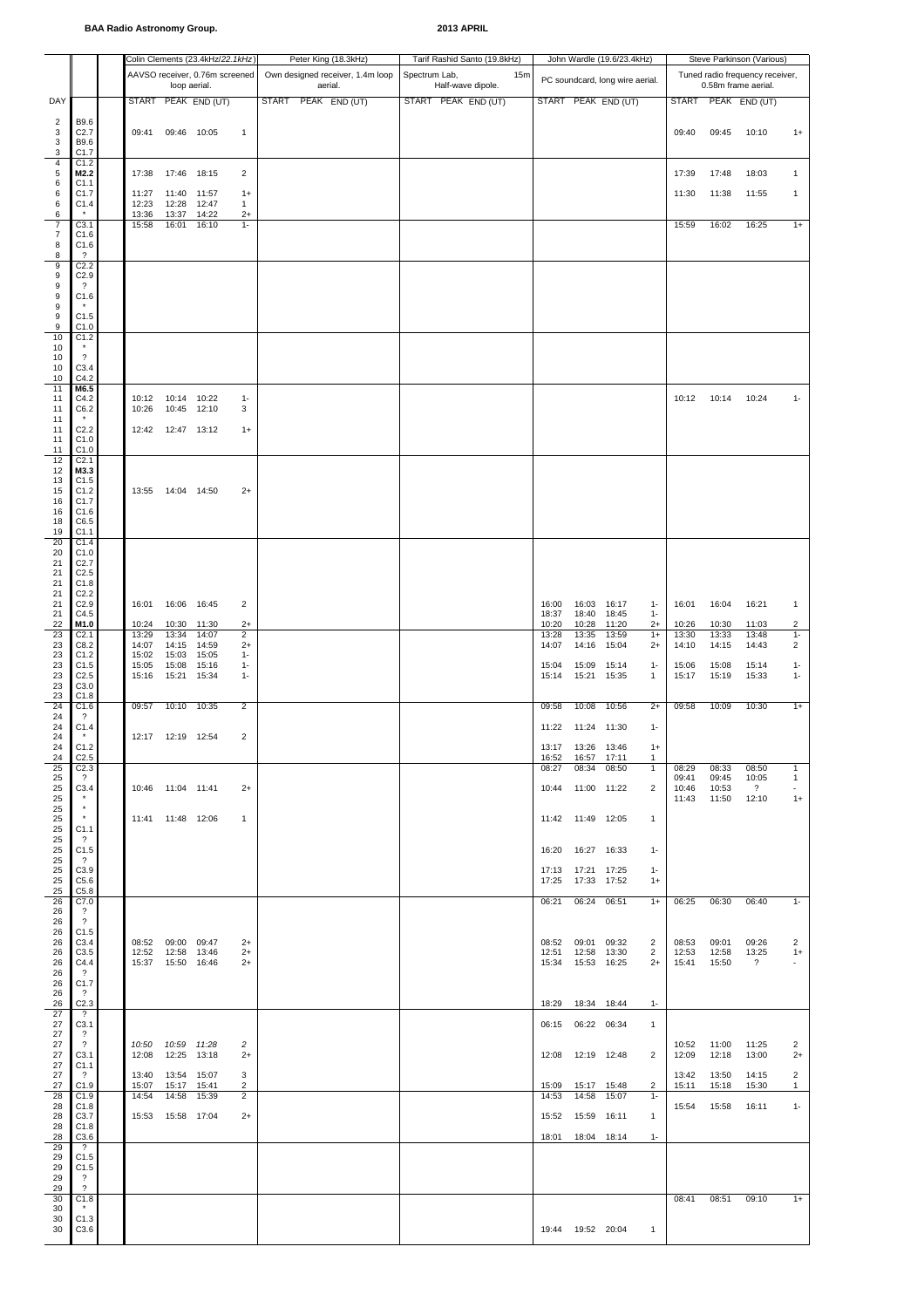**BAA Radio Astronomy Group.**

**2013 APRIL**

| | | Colin Clements (23.4kHz/*22.1kHz*) | | | | Peter King (18.3kHz) | | | Tarif Rashid Santo (19.8kHz) | | | John Wardle (19.6/23.4kHz) | | | | Steve Parkinson (Various) | | | |
|---|---|---|---|---|---|---|---|---|---|---|---|---|---|---|---|---|---|---|---|
| | | AAVSO receiver, 0.76m screened loop aerial. | | | | Own designed receiver, 1.4m loop aerial. | | | Spectrum Lab, 15m Half-wave dipole. | | | PC soundcard, long wire aerial. | | | | Tuned radio frequency receiver, 0.58m frame aerial. | | | |
| DAY | | START | PEAK | END (UT) | | START | PEAK | END (UT) | START | PEAK | END (UT) | START | PEAK | END (UT) | | START | PEAK | END (UT) | |
| 2 | B9.6 | | | | | | | | | | | | | | | | | | |
| 3 | C2.7 | 09:41 | 09:46 | 10:05 | 1 | | | | | | | | | | | 09:40 | 09:45 | 10:10 | 1+ |
| 3 | B9.6 | | | | | | | | | | | | | | | | | | |
| 3 | C1.7 | | | | | | | | | | | | | | | | | | |
| 4 | C1.2 | | | | | | | | | | | | | | | | | | |
| 5 | **M2.2** | 17:38 | 17:46 | 18:15 | 2 | | | | | | | | | | | 17:39 | 17:48 | 18:03 | 1 |
| 6 | C1.1 | | | | | | | | | | | | | | | | | | |
| 6 | C1.7 | 11:27 | 11:40 | 11:57 | 1+ | | | | | | | | | | | 11:30 | 11:38 | 11:55 | 1 |
| 6 | C1.4 | 12:23 | 12:28 | 12:47 | 1 | | | | | | | | | | | | | | |
| 6 | * | 13:36 | 13:37 | 14:22 | 2+ | | | | | | | | | | | | | | |
| 7 | C3.1 | 15:58 | 16:01 | 16:10 | 1- | | | | | | | | | | | 15:59 | 16:02 | 16:25 | 1+ |
| 7 | C1.6 | | | | | | | | | | | | | | | | | | |
| 8 | C1.6 | | | | | | | | | | | | | | | | | | |
| 8 | ? | | | | | | | | | | | | | | | | | | |
| 9 | C2.2 | | | | | | | | | | | | | | | | | | |
| 9 | C2.9 | | | | | | | | | | | | | | | | | | |
| 9 | ? | | | | | | | | | | | | | | | | | | |
| 9 | C1.6 | | | | | | | | | | | | | | | | | | |
| 9 | * | | | | | | | | | | | | | | | | | | |
| 9 | C1.5 | | | | | | | | | | | | | | | | | | |
| 9 | C1.0 | | | | | | | | | | | | | | | | | | |
| 10 | C1.2 | | | | | | | | | | | | | | | | | | |
| 10 | * | | | | | | | | | | | | | | | | | | |
| 10 | ? | | | | | | | | | | | | | | | | | | |
| 10 | C3.4 | | | | | | | | | | | | | | | | | | |
| 10 | C4.2 | | | | | | | | | | | | | | | | | | |
| 11 | **M6.5** | | | | | | | | | | | | | | | | | | |
| 11 | C4.2 | 10:12 | 10:14 | 10:22 | 1- | | | | | | | | | | | 10:12 | 10:14 | 10:24 | 1- |
| 11 | C6.2 | 10:26 | 10:45 | 12:10 | 3 | | | | | | | | | | | | | | |
| 11 | * | | | | | | | | | | | | | | | | | | |
| 11 | C2.2 | 12:42 | 12:47 | 13:12 | 1+ | | | | | | | | | | | | | | |
| 11 | C1.0 | | | | | | | | | | | | | | | | | | |
| 11 | C1.0 | | | | | | | | | | | | | | | | | | |
| 12 | C2.1 | | | | | | | | | | | | | | | | | | |
| 12 | **M3.3** | | | | | | | | | | | | | | | | | | |
| 13 | C1.5 | | | | | | | | | | | | | | | | | | |
| 15 | C1.2 | 13:55 | 14:04 | 14:50 | 2+ | | | | | | | | | | | | | | |
| 16 | C1.7 | | | | | | | | | | | | | | | | | | |
| 16 | C1.6 | | | | | | | | | | | | | | | | | | |
| 18 | C6.5 | | | | | | | | | | | | | | | | | | |
| 19 | C1.1 | | | | | | | | | | | | | | | | | | |
| 20 | C1.4 | | | | | | | | | | | | | | | | | | |
| 20 | C1.0 | | | | | | | | | | | | | | | | | | |
| 21 | C2.7 | | | | | | | | | | | | | | | | | | |
| 21 | C2.5 | | | | | | | | | | | | | | | | | | |
| 21 | C1.8 | | | | | | | | | | | | | | | | | | |
| 21 | C2.2 | | | | | | | | | | | | | | | | | | |
| 21 | C2.9 | 16:01 | 16:06 | 16:45 | 2 | | | | | | | 16:00 | 16:03 | 16:17 | 1- | 16:01 | 16:04 | 16:21 | 1 |
| 21 | C4.5 | | | | | | | | | | | 18:37 | 18:40 | 18:45 | 1- | | | | |
| 22 | **M1.0** | 10:24 | 10:30 | 11:30 | 2+ | | | | | | | 10:20 | 10:28 | 11:20 | 2+ | 10:26 | 10:30 | 11:03 | 2 |
| 23 | C2.1 | 13:29 | 13:34 | 14:07 | 2 | | | | | | | 13:28 | 13:35 | 13:59 | 1+ | 13:30 | 13:33 | 13:48 | 1- |
| 23 | C8.2 | 14:07 | 14:15 | 14:59 | 2+ | | | | | | | 14:07 | 14:16 | 15:04 | 2+ | 14:10 | 14:15 | 14:43 | 2 |
| 23 | C1.2 | 15:02 | 15:03 | 15:05 | 1- | | | | | | | | | | | | | | |
| 23 | C1.5 | 15:05 | 15:08 | 15:16 | 1- | | | | | | | 15:04 | 15:09 | 15:14 | 1- | 15:06 | 15:08 | 15:14 | 1- |
| 23 | C2.5 | 15:16 | 15:21 | 15:34 | 1- | | | | | | | 15:14 | 15:21 | 15:35 | 1 | 15:17 | 15:19 | 15:33 | 1- |
| 23 | C3.0 | | | | | | | | | | | | | | | | | | |
| 23 | C1.8 | | | | | | | | | | | | | | | | | | |
| 24 | C1.6 | 09:57 | 10:10 | 10:35 | 2 | | | | | | | 09:58 | 10:08 | 10:56 | 2+ | 09:58 | 10:09 | 10:30 | 1+ |
| 24 | ? | | | | | | | | | | | | | | | | | | |
| 24 | C1.4 | | | | | | | | | | | 11:22 | 11:24 | 11:30 | 1- | | | | |
| 24 | * | 12:17 | 12:19 | 12:54 | 2 | | | | | | | | | | | | | | |
| 24 | C1.2 | | | | | | | | | | | 13:17 | 13:26 | 13:46 | 1+ | | | | |
| 24 | C2.5 | | | | | | | | | | | 16:52 | 16:57 | 17:11 | 1 | | | | |
| 25 | C2.3 | | | | | | | | | | | 08:27 | 08:34 | 08:50 | 1 | 08:29 | 08:33 | 08:50 | 1 |
| 25 | ? | | | | | | | | | | | | | | | 09:41 | 09:45 | 10:05 | 1 |
| 25 | C3.4 | 10:46 | 11:04 | 11:41 | 2+ | | | | | | | 10:44 | 11:00 | 11:22 | 2 | 10:46 | 10:53 | ? | - |
| 25 | * | | | | | | | | | | | | | | | 11:43 | 11:50 | 12:10 | 1+ |
| 25 | * | | | | | | | | | | | | | | | | | | |
| 25 | * | 11:41 | 11:48 | 12:06 | 1 | | | | | | | 11:42 | 11:49 | 12:05 | 1 | | | | |
| 25 | C1.1 | | | | | | | | | | | | | | | | | | |
| 25 | ? | | | | | | | | | | | | | | | | | | |
| 25 | C1.5 | | | | | | | | | | | 16:20 | 16:27 | 16:33 | 1- | | | | |
| 25 | ? | | | | | | | | | | | | | | | | | | |
| 25 | C3.9 | | | | | | | | | | | 17:13 | 17:21 | 17:25 | 1- | | | | |
| 25 | C5.6 | | | | | | | | | | | 17:25 | 17:33 | 17:52 | 1+ | | | | |
| 25 | C5.8 | | | | | | | | | | | | | | | | | | |
| 26 | C7.0 | | | | | | | | | | | 06:21 | 06:24 | 06:51 | 1+ | 06:25 | 06:30 | 06:40 | 1- |
| 26 | ? | | | | | | | | | | | | | | | | | | |
| 26 | ? | | | | | | | | | | | | | | | | | | |
| 26 | C1.5 | | | | | | | | | | | | | | | | | | |
| 26 | C3.4 | 08:52 | 09:00 | 09:47 | 2+ | | | | | | | 08:52 | 09:01 | 09:32 | 2 | 08:53 | 09:01 | 09:26 | 2 |
| 26 | C3.5 | 12:52 | 12:58 | 13:46 | 2+ | | | | | | | 12:51 | 12:58 | 13:30 | 2 | 12:53 | 12:58 | 13:25 | 1+ |
| 26 | C4.4 | 15:37 | 15:50 | 16:46 | 2+ | | | | | | | 15:34 | 15:53 | 16:25 | 2+ | 15:41 | 15:50 | ? | - |
| 26 | ? | | | | | | | | | | | | | | | | | | |
| 26 | C1.7 | | | | | | | | | | | | | | | | | | |
| 26 | ? | | | | | | | | | | | | | | | | | | |
| 26 | C2.3 | | | | | | | | | | | 18:29 | 18:34 | 18:44 | 1- | | | | |
| 27 | ? | | | | | | | | | | | | | | | | | | |
| 27 | C3.1 | | | | | | | | | | | 06:15 | 06:22 | 06:34 | 1 | | | | |
| 27 | ? | | | | | | | | | | | | | | | | | | |
| 27 | ? | *10:50* | *10:59* | *11:28* | *2* | | | | | | | | | | | 10:52 | 11:00 | 11:25 | 2 |
| 27 | C3.1 | 12:08 | 12:25 | 13:18 | 2+ | | | | | | | 12:08 | 12:19 | 12:48 | 2 | 12:09 | 12:18 | 13:00 | 2+ |
| 27 | C1.1 | | | | | | | | | | | | | | | | | | |
| 27 | ? | 13:40 | 13:54 | 15:07 | 3 | | | | | | | | | | | 13:42 | 13:50 | 14:15 | 2 |
| 27 | C1.9 | 15:07 | 15:17 | 15:41 | 2 | | | | | | | 15:09 | 15:17 | 15:48 | 2 | 15:11 | 15:18 | 15:30 | 1 |
| 28 | C1.9 | 14:54 | 14:58 | 15:39 | 2 | | | | | | | 14:53 | 14:58 | 15:07 | 1- | | | | |
| 28 | C1.8 | | | | | | | | | | | | | | | | | | |
| 28 | C3.7 | 15:53 | 15:58 | 17:04 | 2+ | | | | | | | 15:52 | 15:59 | 16:11 | 1 | 15:54 | 15:58 | 16:11 | 1- |
| 28 | C1.8 | | | | | | | | | | | | | | | | | | |
| 28 | C3.6 | | | | | | | | | | | 18:01 | 18:04 | 18:14 | 1- | | | | |
| 29 | ? | | | | | | | | | | | | | | | | | | |
| 29 | C1.5 | | | | | | | | | | | | | | | | | | |
| 29 | C1.5 | | | | | | | | | | | | | | | | | | |
| 29 | ? | | | | | | | | | | | | | | | | | | |
| 29 | ? | | | | | | | | | | | | | | | | | | |
| 30 | C1.8 | | | | | | | | | | | | | | | 08:41 | 08:51 | 09:10 | 1+ |
| 30 | * | | | | | | | | | | | | | | | | | | |
| 30 | C1.3 | | | | | | | | | | | | | | | | | | |
| 30 | C3.6 | | | | | | | | | | | 19:44 | 19:52 | 20:04 | 1 | | | | |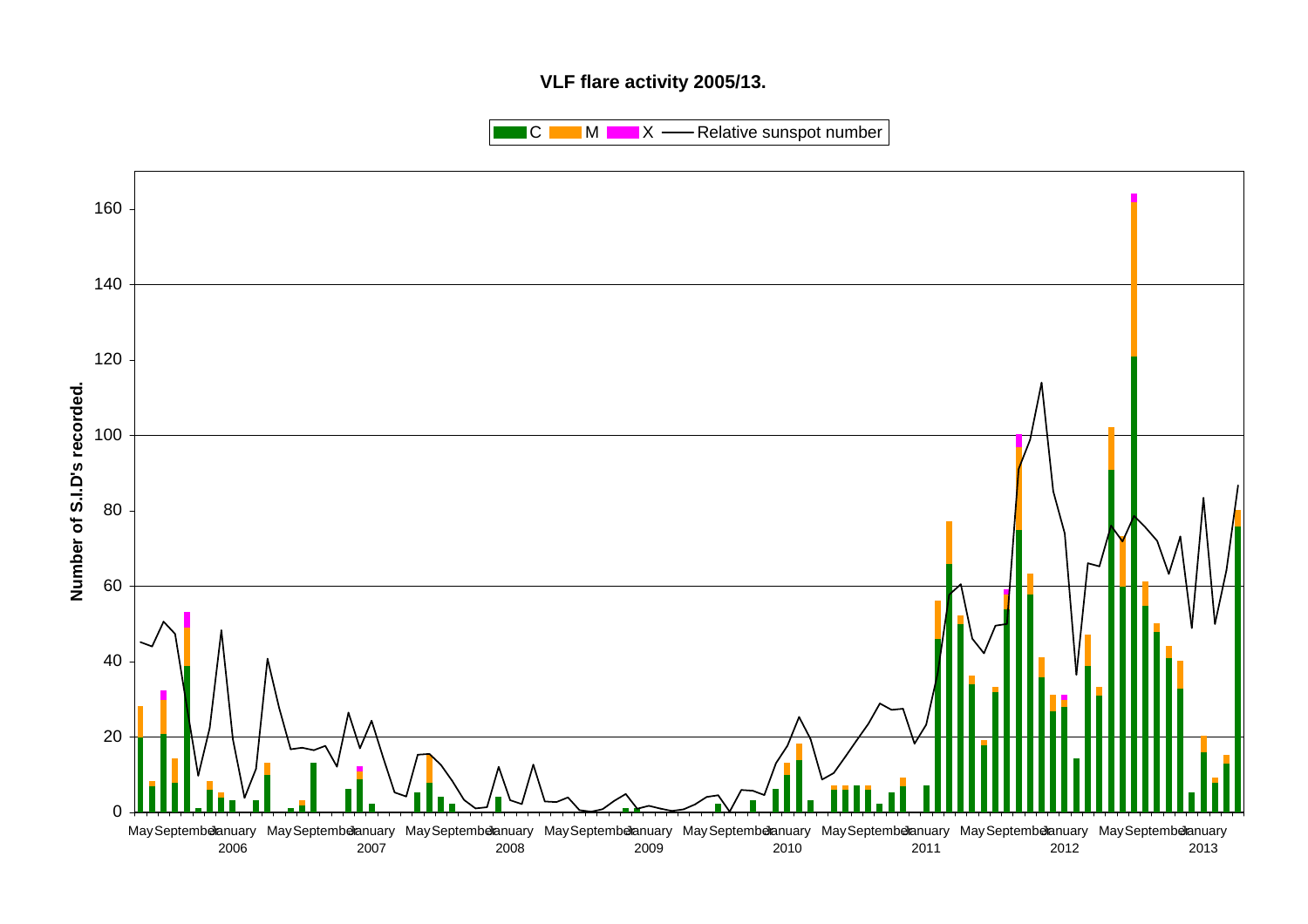**VLF flare activity 2005/13.**

C | M | X | Relative sunspot number

Number of S.I.D's recorded.

0, 20, 40, 60, 80, 100, 120, 140, 160

May September January 2006 May September January 2007 May September January 2008 May September January 2009 May September January 2010 May September January 2011 May September January 2012 May September January 2013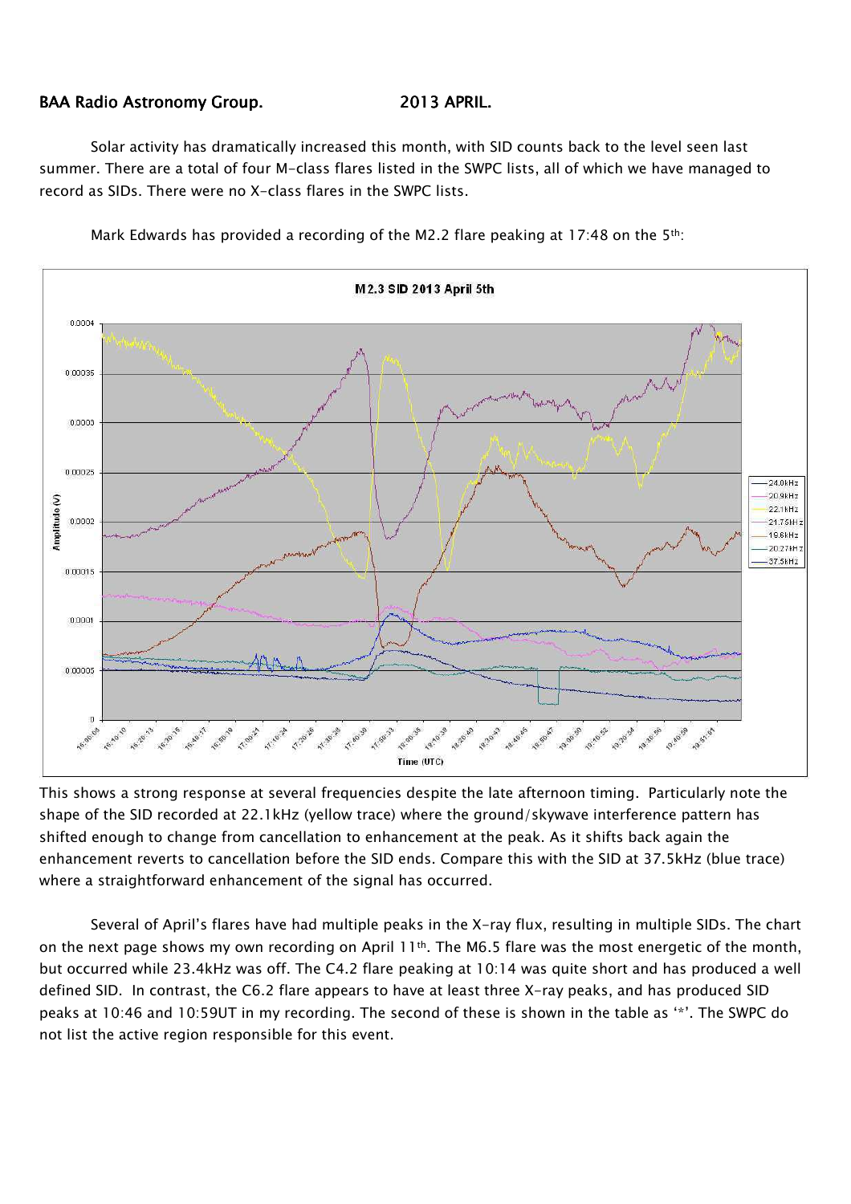BAA Radio Astronomy Group. 2013 APRIL.

Solar activity has dramatically increased this month, with SID counts back to the level seen last summer. There are a total of four M-class flares listed in the SWPC lists, all of which we have managed to record as SIDs. There were no X-class flares in the SWPC lists.

Mark Edwards has provided a recording of the M2.2 flare peaking at 17:48 on the 5th:

This shows a strong response at several frequencies despite the late afternoon timing. Particularly note the shape of the SID recorded at 22.1kHz (yellow trace) where the ground/skywave interference pattern has shifted enough to change from cancellation to enhancement at the peak. As it shifts back again the enhancement reverts to cancellation before the SID ends. Compare this with the SID at 37.5kHz (blue trace) where a straightforward enhancement of the signal has occurred.

Several of April's flares have had multiple peaks in the X-ray flux, resulting in multiple SIDs. The chart on the next page shows my own recording on April 11th. The M6.5 flare was the most energetic of the month, but occurred while 23.4kHz was off. The C4.2 flare peaking at 10:14 was quite short and has produced a well defined SID. In contrast, the C6.2 flare appears to have at least three X-ray peaks, and has produced SID peaks at 10:46 and 10:59UT in my recording. The second of these is shown in the table as '*'. The SWPC do not list the active region responsible for this event.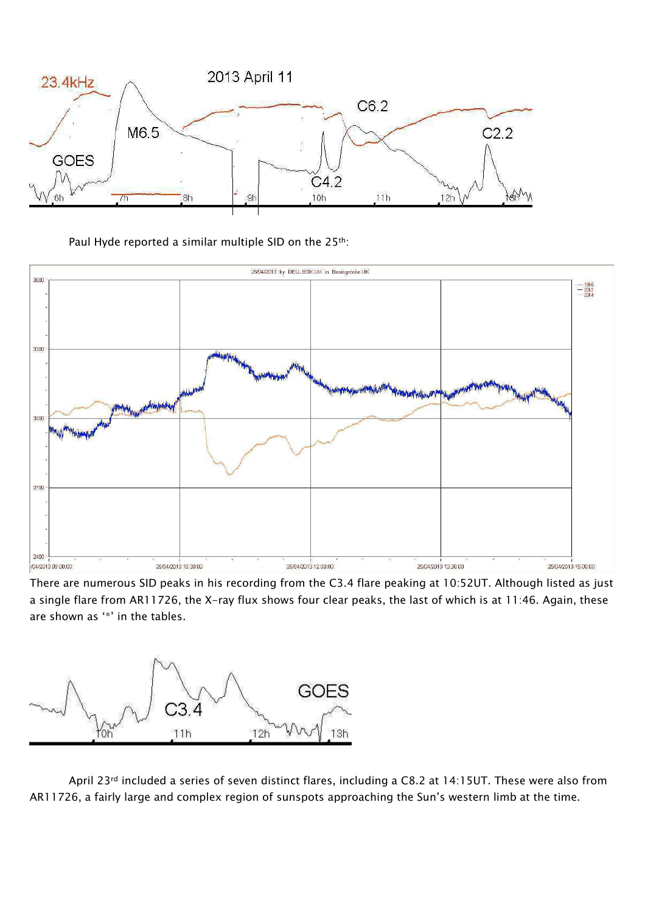Paul Hyde reported a similar multiple SID on the 25th:

There are numerous SID peaks in his recording from the C3.4 flare peaking at 10:52UT. Although listed as just a single flare from AR11726, the X-ray flux shows four clear peaks, the last of which is at 11:46. Again, these are shown as '*' in the tables.

April 23rd included a series of seven distinct flares, including a C8.2 at 14:15UT. These were also from AR11726, a fairly large and complex region of sunspots approaching the Sun's western limb at the time.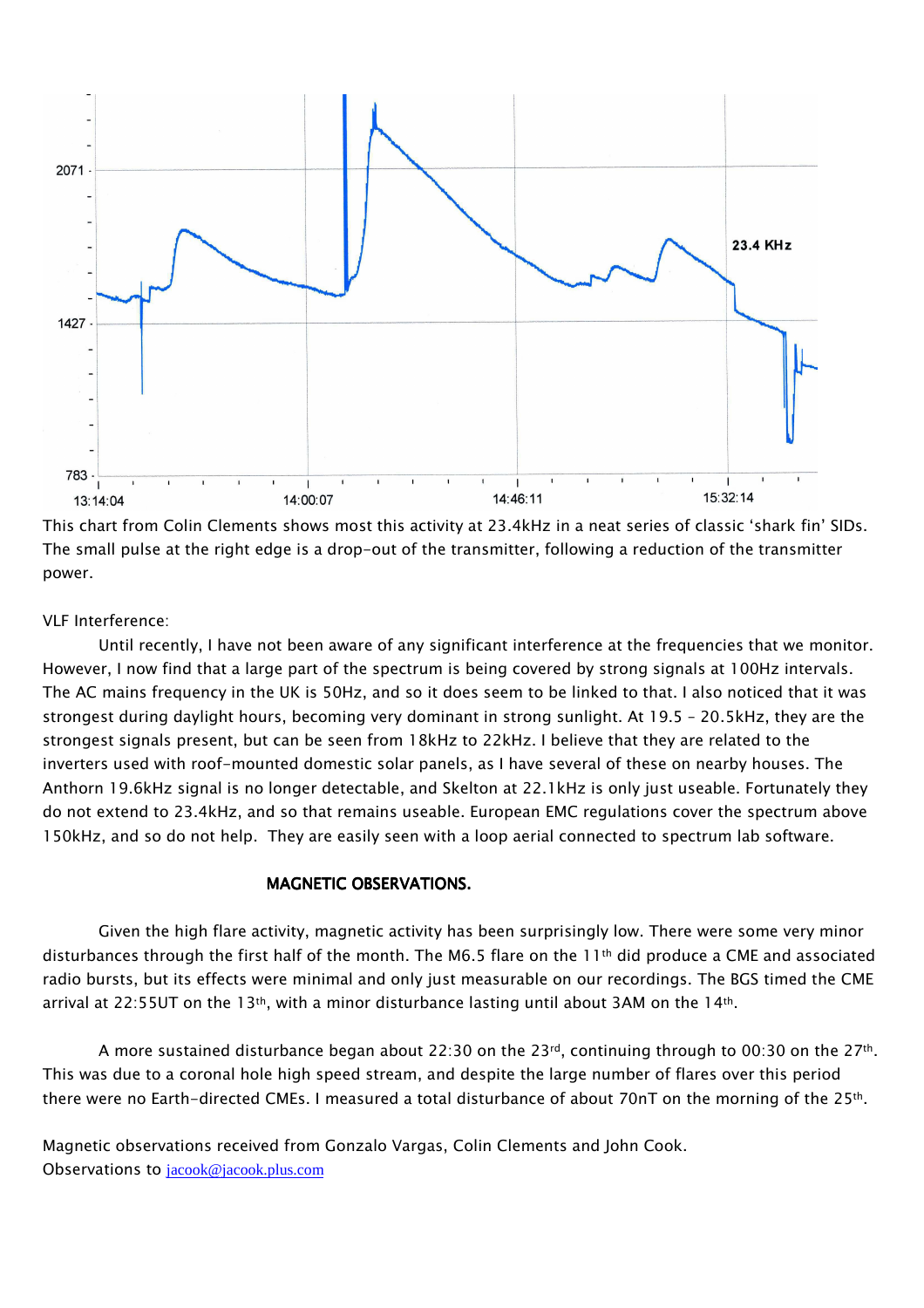This chart from Colin Clements shows most this activity at 23.4kHz in a neat series of classic 'shark fin' SIDs. The small pulse at the right edge is a drop-out of the transmitter, following a reduction of the transmitter power.

VLF Interference:

Until recently, I have not been aware of any significant interference at the frequencies that we monitor. However, I now find that a large part of the spectrum is being covered by strong signals at 100Hz intervals. The AC mains frequency in the UK is 50Hz, and so it does seem to be linked to that. I also noticed that it was strongest during daylight hours, becoming very dominant in strong sunlight. At 19.5 – 20.5kHz, they are the strongest signals present, but can be seen from 18kHz to 22kHz. I believe that they are related to the inverters used with roof-mounted domestic solar panels, as I have several of these on nearby houses. The Anthorn 19.6kHz signal is no longer detectable, and Skelton at 22.1kHz is only just useable. Fortunately they do not extend to 23.4kHz, and so that remains useable. European EMC regulations cover the spectrum above 150kHz, and so do not help. They are easily seen with a loop aerial connected to spectrum lab software.

## MAGNETIC OBSERVATIONS.

Given the high flare activity, magnetic activity has been surprisingly low. There were some very minor disturbances through the first half of the month. The M6.5 flare on the 11th did produce a CME and associated radio bursts, but its effects were minimal and only just measurable on our recordings. The BGS timed the CME arrival at 22:55UT on the 13th, with a minor disturbance lasting until about 3AM on the 14th.

A more sustained disturbance began about 22:30 on the 23rd, continuing through to 00:30 on the 27th. This was due to a coronal hole high speed stream, and despite the large number of flares over this period there were no Earth-directed CMEs. I measured a total disturbance of about 70nT on the morning of the 25th.

Magnetic observations received from Gonzalo Vargas, Colin Clements and John Cook.
Observations to jacook@jacook.plus.com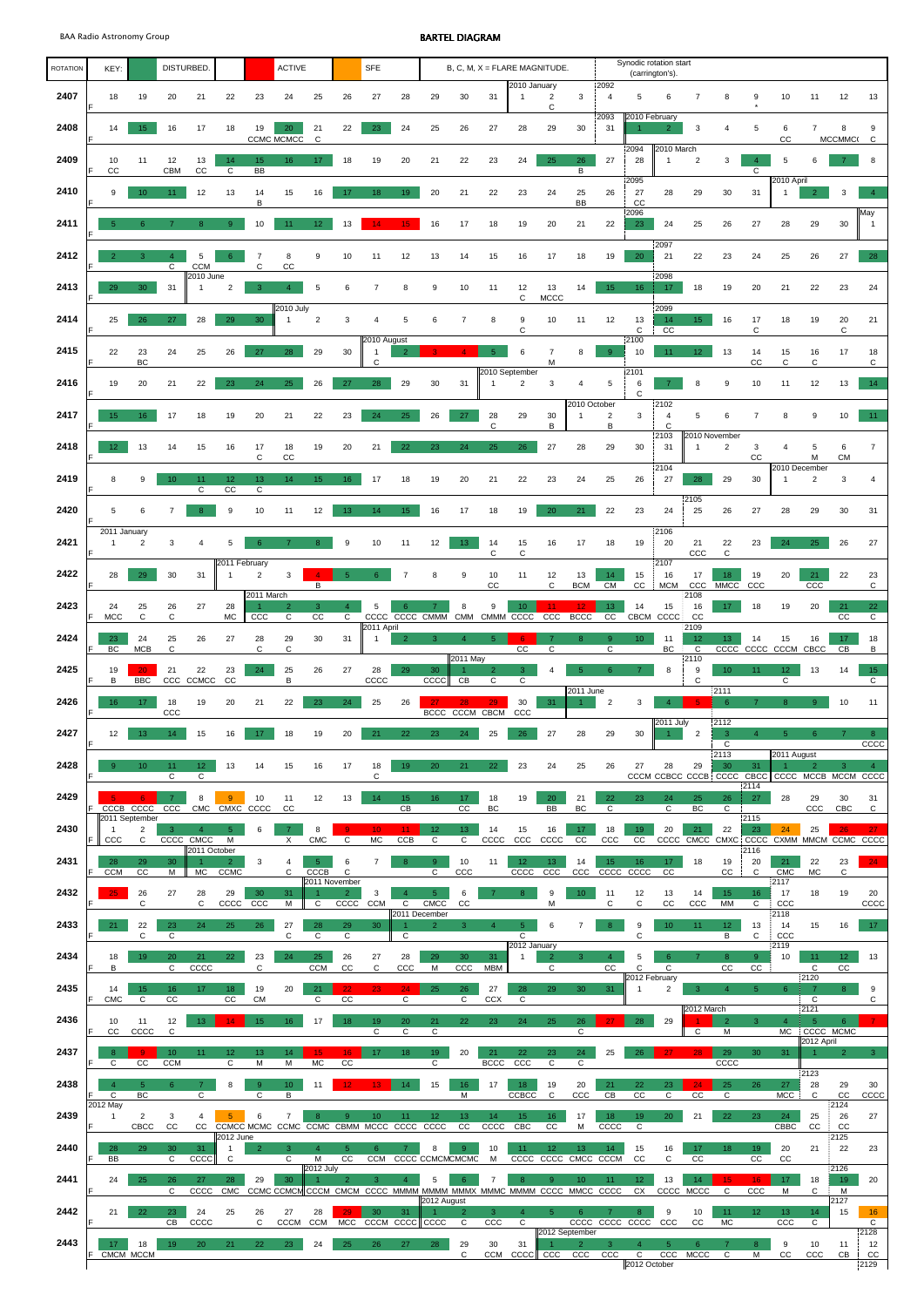BAA Radio Astronomy Group

# BARTEL DIAGRAM

KEY: | DISTURBED. | ACTIVE | SFE | B, C, M, X = FLARE MAGNITUDE. | Synodic rotation start (carrington's).

| ROTATION | | | | | | | | | | | | | | | | | | | | | | | | | | | |
|---|---|---|---|---|---|---|---|---|---|---|---|---|---|---|---|---|---|---|---|---|---|---|---|---|---|---|---|
| 2407 | 18 | 19 | 20 | 21 | 22 | 23 | 24 | 25 | 26 | 27 | 28 | 29 | 30 | 31 | 2010 January 1 | 2 C | 3 | 2092 4 | 5 | 6 | 7 | 8 | 9 * | 10 | 11 | 12 | 13 |
| 2408 | 14 | 15 | 16 | 17 | 18 | 19 CCMC | 20 MCMCC | 21 C | 22 | 23 | 24 | 25 | 26 | 27 | 28 | 29 | 30 | 2093 31 | 2010 February 1 | 2 | 3 | 4 | 5 | 6 CC | 7 | 8 MCCMMC( | 9 C |
| 2409 | 10 CC | 11 | 12 CBM | 13 CC | 14 C | 15 BB | 16 | 17 | 18 | 19 | 20 | 21 | 22 | 23 | 24 | 25 | 26 B | 2094 27 | 28 | 2010 March 1 | 2 | 3 | 4 C | 5 | 6 | 7 | 8 |
| 2410 | 9 | 10 | 11 | 12 | 13 | 14 B | 15 | 16 | 17 | 18 | 19 | 20 | 21 | 22 | 23 | 24 | 25 BB | 26 | 2095 27 CC | 28 | 29 | 30 | 31 | 2010 April 1 | 2 | 3 | 4 |
| 2411 | 5 | 6 | 7 | 8 | 9 | 10 | 11 | 12 | 13 | 14 | 15 | 16 | 17 | 18 | 19 | 20 | 21 | 22 | 2096 23 | 24 | 25 | 26 | 27 | 28 | 29 | 30 | May 1 |
| 2412 | 2 | 3 | 4 C | 5 CCM | 6 | 7 C | 8 CC | 9 | 10 | 11 | 12 | 13 | 14 | 15 | 16 | 17 | 18 | 19 | 20 | 2097 21 | 22 | 23 | 24 | 25 | 26 | 27 | 28 |
| 2413 | 29 | 30 | 31 | 2010 June 1 | 2 | 3 | 4 | 5 | 6 | 7 | 8 | 9 | 10 | 11 | 12 C | 13 MCCC | 14 | 15 | 16 | 2098 17 | 18 | 19 | 20 | 21 | 22 | 23 | 24 |
| 2414 | 25 | 26 | 27 | 28 | 29 | 30 | 2010 July 1 | 2 | 3 | 4 | 5 | 6 | 7 | 8 | 9 C | 10 | 11 | 12 | 13 C | 2099 14 CC | 15 | 16 | 17 C | 18 | 19 | 20 C | 21 |
| 2415 | 22 | 23 BC | 24 | 25 | 26 | 27 | 28 | 29 | 30 | 2010 August 1 C | 2 | 3 | 4 | 5 | 6 | 7 M | 8 | 9 | 2100 10 | 11 | 12 | 13 | 14 CC | 15 C | 16 C | 17 | 18 C |
| 2416 | 19 | 20 | 21 | 22 | 23 | 24 | 25 | 26 | 27 | 28 | 29 | 30 | 31 | 2010 September 1 | 2 | 3 | 4 | 5 | 2101 6 C | 7 | 8 | 9 | 10 | 11 | 12 | 13 | 14 |
| 2417 | 15 | 16 | 17 | 18 | 19 | 20 | 21 | 22 | 23 | 24 | 25 | 26 | 27 | 28 C | 29 | 30 B | 2010 October 1 | 2 B | 3 | 2102 4 C | 5 | 6 | 7 | 8 | 9 | 10 | 11 |
| 2418 | 12 | 13 | 14 | 15 | 16 | 17 C | 18 CC | 19 | 20 | 21 | 22 | 23 | 24 | 25 | 26 | 27 | 28 | 29 | 30 | 2103 31 | 2010 November 1 | 2 | 3 CC | 4 | 5 M | 6 CM | 7 |
| 2419 | 8 | 9 | 10 | 11 C | 12 CC | 13 C | 14 | 15 | 16 | 17 | 18 | 19 | 20 | 21 | 22 | 23 | 24 | 25 | 26 | 2104 27 | 28 | 29 | 30 | 2010 December 1 | 2 | 3 | 4 |
| 2420 | 5 | 6 | 7 | 8 | 9 | 10 | 11 | 12 | 13 | 14 | 15 | 16 | 17 | 18 | 19 | 20 | 21 | 22 | 23 | 24 | 2105 25 | 26 | 27 | 28 | 29 | 30 | 31 |
| 2421 | 2011 January 1 | 2 | 3 | 4 | 5 | 6 | 7 | 8 | 9 | 10 | 11 | 12 | 13 | 14 C | 15 C | 16 | 17 | 18 | 19 | 2106 20 | 21 CCC | 22 C | 23 | 24 | 25 | 26 | 27 |
| 2422 | 28 | 29 | 30 | 31 | 2011 February 1 | 2 | 3 | 4 B | 5 | 6 | 7 | 8 | 9 | 10 CC | 11 | 12 C | 13 BCM | 14 CM | 15 CC | 2107 16 MCM | 17 CCC | 18 MMCC | 19 CCC | 20 | 21 CCC | 22 | 23 C |
| 2423 | 24 MCC | 25 C | 26 C | 27 | 28 MC | 2011 March 1 CCC | 2 C | 3 CC | 4 C | 5 CCCC | 6 CCCC | 7 CMMM | 8 CMM | 9 CMMM | 10 CCCC | 11 CCC | 12 BCCC | 13 CC | 14 CBCM | 15 CCCC | 2108 16 CC | 17 | 18 | 19 | 20 | 21 CC | 22 C |
| 2424 | 23 BC | 24 MCB | 25 C | 26 | 27 | 28 C | 29 C | 30 | 31 | 2011 April 1 | 2 | 3 | 4 | 5 | 6 CC | 7 C | 8 | 9 C | 10 | 11 BC | 2109 12 C | 13 CCCC | 14 CCCC | 15 CCCM | 16 CBCC | 17 CB | 18 B |
| 2425 | 19 B | 20 BBC | 21 CCC | 22 CCMCC | 23 CC | 24 | 25 B | 26 | 27 | 28 CCCC | 29 | 30 CCCC | 2011 May 1 CB | 2 C | 3 C | 4 | 5 | 6 | 7 | 8 | 2110 9 C | 10 | 11 | 12 C | 13 | 14 | 15 C |
| 2426 | 16 | 17 | 18 CCC | 19 | 20 | 21 | 22 | 23 | 24 | 25 | 26 | 27 BCCC | 28 CCCM | 29 CBCM | 30 CCC | 31 | 2011 June 1 | 2 | 3 | 4 | 5 | 2111 6 | 7 | 8 | 9 | 10 | 11 |
| 2427 | 12 | 13 | 14 | 15 | 16 | 17 | 18 | 19 | 20 | 21 | 22 | 23 | 24 | 25 | 26 | 27 | 28 | 29 | 30 | 2011 July 1 | 2 | 2112 3 C | 4 | 5 | 6 | 7 | 8 CCCC |
| 2428 | 9 | 10 | 11 C | 12 C | 13 | 14 | 15 | 16 | 17 | 18 C | 19 | 20 | 21 | 22 | 23 | 24 | 25 | 26 | 27 CCCM | 28 CCBCC | 29 CCCB | 2113 30 CCCC | 31 CBCC | 2011 August 1 CCCC | 2 MCCB | 3 MCCM | 4 CCCC |
| 2429 | 5 CCCB | 6 CCCC | 7 CCC | 8 CMC | 9 CMXC | 10 CCCC | 11 CC | 12 | 13 | 14 | 15 CB | 16 | 17 CC | 18 BC | 19 | 20 BB | 21 BC | 22 C | 23 | 24 C | 25 BC | 26 C | 2114 27 | 28 | 29 CCC | 30 CBC | 31 C |
| 2430 | 2011 September 1 CCC | 2 C | 3 CCCC | 4 CMCC | 5 M | 6 | 7 X | 8 CMC | 9 C | 10 MC | 11 CCB | 12 C | 13 C | 14 CCCC | 15 CCC | 16 CCCC | 17 CC | 18 CCC | 19 CC | 20 CCCC | 21 CMCC | 22 CMXC | 2115 23 CCCC | 24 CXMM | 25 MMCM | 26 CCMC | 27 CCCC |
| 2431 | 28 CCM | 29 CC | 30 M | 2011 October 1 MC | 2 CCMC | 3 | 4 C | 5 CCCB | 6 C | 7 | 8 | 9 C | 10 CCC | 11 | 12 CCCC | 13 CCC | 14 CCC | 15 CCCC | 16 CCCC | 17 CC | 18 | 19 CC | 2116 20 C | 21 CMC | 22 MC | 23 C | 24 |
| 2432 | 25 | 26 C | 27 | 28 C | 29 CCCC | 30 CCC | 31 M | 2011 November 1 C | 2 CCCC | 3 CCM | 4 C | 5 CMCC | 6 CC | 7 | 8 | 9 M | 10 | 11 C | 12 C | 13 CC | 14 CCC | 15 MM | 16 C | 2117 17 CCC | 18 | 19 | 20 CCCC |
| 2433 | 21 | 22 C | 23 C | 24 | 25 | 26 | 27 C | 28 C | 29 C | 30 | 2011 December 1 C | 2 | 3 | 4 | 5 C | 6 | 7 | 8 | 9 C | 10 | 11 | 12 B | 13 C | 2118 14 CCC | 15 | 16 | 17 |
| 2434 | 18 B | 19 | 20 C | 21 CCCC | 22 | 23 C | 24 | 25 CCM | 26 CC | 27 C | 28 CCC | 29 M | 30 CCC | 31 MBM | 2012 January 1 | 2 C | 3 | 4 CC | 5 C | 6 C | 7 | 8 CC | 9 CC | 2119 10 | 11 C | 12 CC | 13 |
| 2435 | 14 CMC | 15 C | 16 CC | 17 | 18 CC | 19 CM | 20 | 21 C | 22 CC | 23 | 24 C | 25 | 26 C | 27 CCX | 28 C | 29 | 30 | 31 | 2012 February 1 | 2 | 3 | 4 | 5 | 6 | 2120 7 C | 8 | 9 C |
| 2436 | 10 CC | 11 CCCC | 12 C | 13 | 14 | 15 | 16 | 17 | 18 | 19 C | 20 C | 21 C | 22 | 23 | 24 | 25 | 26 C | 27 | 28 | 29 | 2012 March 1 C | 2 M | 3 | 2121 4 MC | 5 CCCC | 6 MCMC | 7 |
| 2437 | 8 C | 9 CC | 10 CCM | 11 | 12 C | 13 M | 14 M | 15 MC | 16 CC | 17 | 18 | 19 C | 20 | 21 BCCC | 22 CCC | 23 C | 24 C | 25 | 26 | 27 | 28 | 29 CCCC | 30 | 31 | 2012 April 1 | 2 | 3 |
| 2438 | 4 C | 5 BC | 6 | 7 C | 8 | 9 C | 10 B | 11 | 12 | 13 | 14 | 15 | 16 M | 17 | 18 CCBCC | 19 C | 20 CCC | 21 CB | 22 CC | 23 C | 24 CC | 25 C | 26 | 2123 27 MCC | 28 C | 29 CC | 30 CCCC |
| 2439 | 2012 May 1 | 2 CBCC | 3 CC | 4 CC | 5 CCMCC | 6 MCMC | 7 CCMC | 8 CCMC | 9 CBMM | 10 MCCC | 11 CCCC | 12 | 13 CC | 14 CCCC | 15 CBC | 16 CC | 17 M | 18 CCCC | 19 C | 20 | 21 | 22 | 23 | 24 CBBC | 25 CC | 2124 26 C | 27 |
| 2440 | 28 BB | 29 | 30 C | 31 CCCC | 2012 June 1 C | 2 | 3 C | 4 M | 5 CC | 6 CCM | 7 CCCC | 8 CCMC | 9 MCMC | 10 M | 11 CCCC | 12 CCCC | 13 CMCC | 14 CCCM | 15 CC | 16 C | 17 CC | 18 | 19 CC | 20 CC | 21 | 2125 22 | 23 |
| 2441 | 24 | 25 | 26 C | 27 CCCC | 28 CMC | 29 CCMC | 30 CCMCM | 2012 July 1 CCCM | 2 CMCM | 3 CCCC | 4 MMMM | 5 MMMX | 6 MMMC | 7 MMMM | 8 CCCC | 9 MMCC | 10 CCCC | 11 | 12 CX | 13 CCCC | 14 MCCC | 15 C | 16 CCC | 17 M | 18 C | 2126 19 M | 20 |
| 2442 | 21 | 22 | 23 CB | 24 CCCC | 25 | 26 C | 27 CCCM | 28 CCM | 29 MCC | 30 CCCM | 31 CCCC | 2012 August 1 CCCC | 2 C | 3 CCC | 4 C | 5 | 6 CCCC | 7 CCCC | 8 CCCC | 9 CCC | 10 CC | 11 MC | 12 | 13 CCC | 14 C | 2127 15 | 16 C |
| 2443 | 17 CMCM | 18 MCCM | 19 | 20 | 21 | 22 | 23 | 24 | 25 | 26 | 27 | 28 | 29 C | 30 CCM | 31 CCCC | 2012 September 1 CCC | 2 CCC | 3 CCC | 4 C (2012 October) | 5 CCC | 6 MCCC | 7 C | 8 M | 9 CC | 10 CCC | 11 CB | 2128 12 CC (2129) |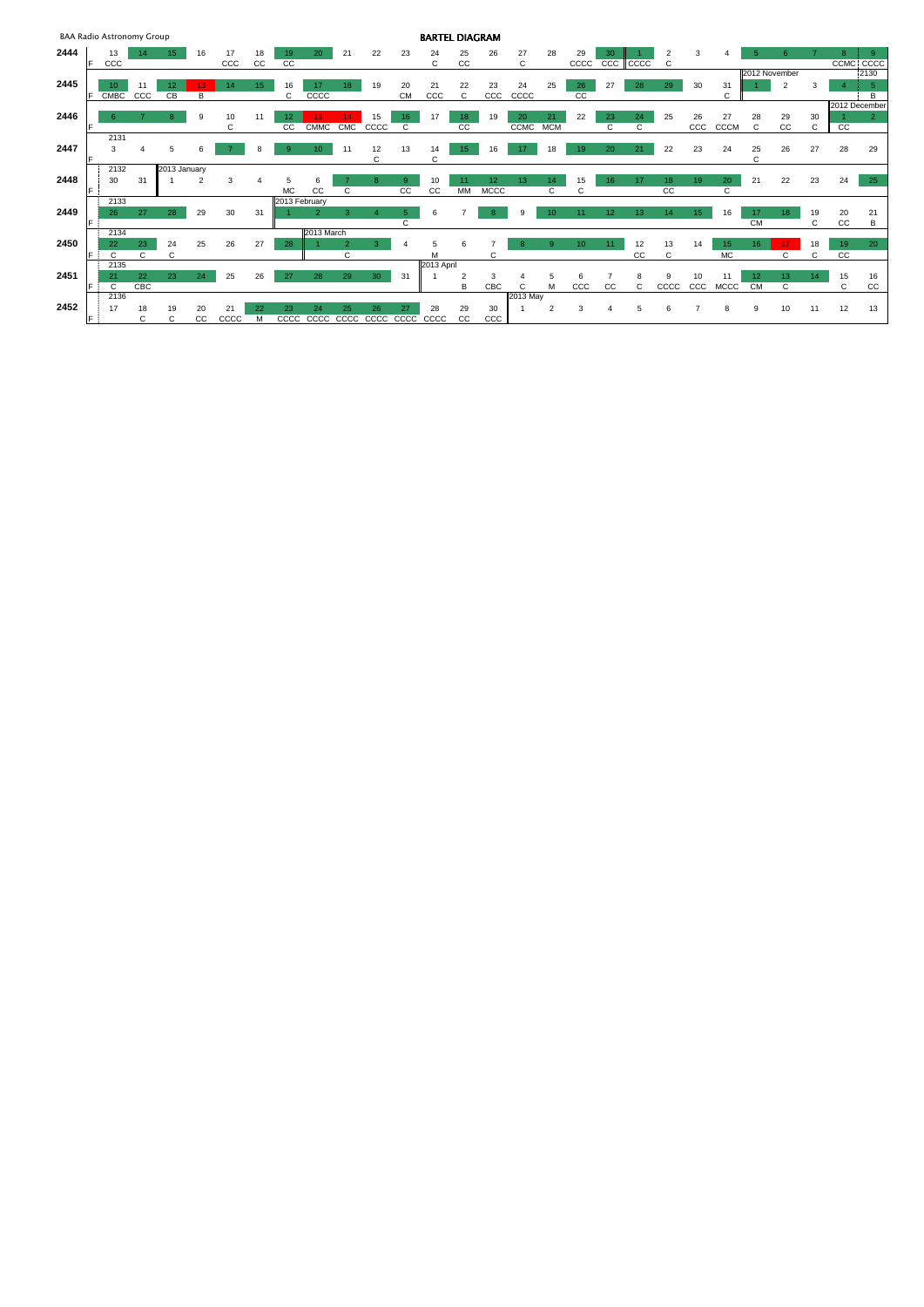BAA Radio Astronomy Group

# BARTEL DIAGRAM

| | | | | | | | | | | | | | | | | | | | | | | | | | | | |
|---|---|---|---|---|---|---|---|---|---|---|---|---|---|---|---|---|---|---|---|---|---|---|---|---|---|---|---|
| **2444** | 13 | 14 | 15 | 16 | 17 | 18 | 19 | 20 | 21 | 22 | 23 | 24 | 25 | 26 | 27 | 28 | 29 | 30 | 1 | 2 | 3 | 4 | 5 | 6 | 7 | 8 | 9 |
| F | CCC | | | | CCC | CC | CC | | | | | C | CC | | C | | CCCC | CCC | CCCC | C | | | | | | CCMC | CCCC |
| | | | | | | | | | | | | | | | | | | | | | | | 2012 November | | | | 2130 |
| **2445** | 10 | 11 | 12 | 13 | 14 | 15 | 16 | 17 | 18 | 19 | 20 | 21 | 22 | 23 | 24 | 25 | 26 | 27 | 28 | 29 | 30 | 31 | 1 | 2 | 3 | 4 | 5 |
| F | CMBC | CCC | CB | B | | | C | CCCC | | | CM | CCC | C | CCC | CCCC | | CC | | | | | C | | | | | B |
| | | | | | | | | | | | | | | | | | | | | | | | | | | 2012 December | |
| **2446** | 6 | 7 | 8 | 9 | 10 | 11 | 12 | 13 | 14 | 15 | 16 | 17 | 18 | 19 | 20 | 21 | 22 | 23 | 24 | 25 | 26 | 27 | 28 | 29 | 30 | 1 | 2 |
| F | | | | | C | | CC | CMMC | CMC | CCCC | C | | CC | | CCMC | MCM | | C | C | | CCC | CCCM | C | CC | C | CC | |
| | 2131 | | | | | | | | | | | | | | | | | | | | | | | | | | |
| **2447** | 3 | 4 | 5 | 6 | 7 | 8 | 9 | 10 | 11 | 12 | 13 | 14 | 15 | 16 | 17 | 18 | 19 | 20 | 21 | 22 | 23 | 24 | 25 | 26 | 27 | 28 | 29 |
| F | | | | | | | | | | C | | C | | | | | | | | | | | C | | | | |
| | 2132 | | 2013 January | | | | | | | | | | | | | | | | | | | | | | | | |
| **2448** | 30 | 31 | 1 | 2 | 3 | 4 | 5 | 6 | 7 | 8 | 9 | 10 | 11 | 12 | 13 | 14 | 15 | 16 | 17 | 18 | 19 | 20 | 21 | 22 | 23 | 24 | 25 |
| F | | | | | | | MC | CC | C | | CC | CC | MM | MCCC | | C | C | | | CC | | C | | | | | |
| | 2133 | | | | | | | 2013 February | | | | | | | | | | | | | | | | | | | |
| **2449** | 26 | 27 | 28 | 29 | 30 | 31 | 1 | 2 | 3 | 4 | 5 | 6 | 7 | 8 | 9 | 10 | 11 | 12 | 13 | 14 | 15 | 16 | 17 | 18 | 19 | 20 | 21 |
| F | | | | | | | | | | | C | | | | | | | | | | | | CM | | C | CC | B |
| | 2134 | | | | | | | | 2013 March | | | | | | | | | | | | | | | | | | |
| **2450** | 22 | 23 | 24 | 25 | 26 | 27 | 28 | 1 | 2 | 3 | 4 | 5 | 6 | 7 | 8 | 9 | 10 | 11 | 12 | 13 | 14 | 15 | 16 | 17 | 18 | 19 | 20 |
| F | C | C | C | | | | | | C | | | M | | C | | | | | CC | C | | MC | | C | C | CC | |
| | 2135 | | | | | | | | | | | | 2013 April | | | | | | | | | | | | | | |
| **2451** | 21 | 22 | 23 | 24 | 25 | 26 | 27 | 28 | 29 | 30 | 31 | 1 | 2 | 3 | 4 | 5 | 6 | 7 | 8 | 9 | 10 | 11 | 12 | 13 | 14 | 15 | 16 |
| F | C | CBC | | | | | | | | | | | B | CBC | C | M | CCC | CC | C | CCCC | CCC | MCCC | CM | C | | C | CC |
| | 2136 | | | | | | | | | | | | | | | 2013 May | | | | | | | | | | | |
| **2452** | 17 | 18 | 19 | 20 | 21 | 22 | 23 | 24 | 25 | 26 | 27 | 28 | 29 | 30 | 1 | 2 | 3 | 4 | 5 | 6 | 7 | 8 | 9 | 10 | 11 | 12 | 13 |
| F | | C | C | CC | CCCC | M | CCCC | CCCC | CCCC | CCCC | CCCC | CCCC | CC | CCC | | | | | | | | | | | | | |